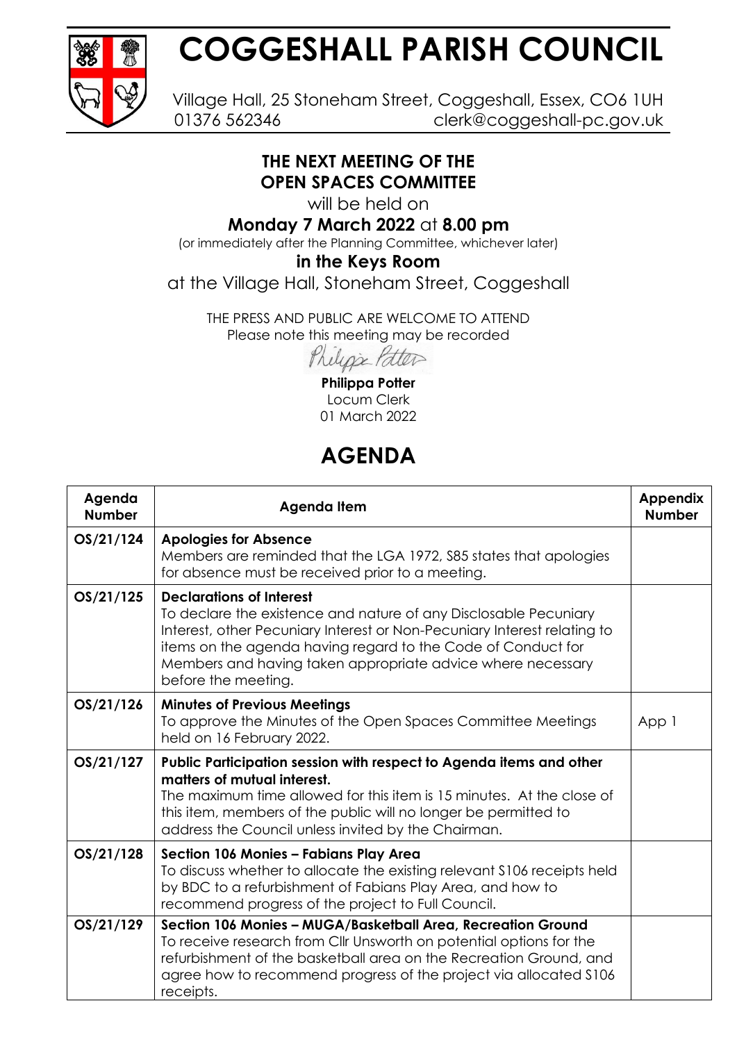# COGGESHALL PARISH COUNCIL

Village Hall, 25 Stoneham Street, Coggeshall, Essex, CO6 1UH
01376 562346 clerk@coggeshall-pc.gov.uk

## THE NEXT MEETING OF THE OPEN SPACES COMMITTEE

will be held on

**Monday 7 March 2022** at **8.00 pm**

(or immediately after the Planning Committee, whichever later)

**in the Keys Room**

at the Village Hall, Stoneham Street, Coggeshall

THE PRESS AND PUBLIC ARE WELCOME TO ATTEND
Please note this meeting may be recorded

Philippa Potter

**Philippa Potter**
Locum Clerk
01 March 2022

# AGENDA

| Agenda Number | Agenda Item | Appendix Number |
|---|---|---|
| OS/21/124 | **Apologies for Absence**<br>Members are reminded that the LGA 1972, S85 states that apologies for absence must be received prior to a meeting. | |
| OS/21/125 | **Declarations of Interest**<br>To declare the existence and nature of any Disclosable Pecuniary Interest, other Pecuniary Interest or Non-Pecuniary Interest relating to items on the agenda having regard to the Code of Conduct for Members and having taken appropriate advice where necessary before the meeting. | |
| OS/21/126 | **Minutes of Previous Meetings**<br>To approve the Minutes of the Open Spaces Committee Meetings held on 16 February 2022. | App 1 |
| OS/21/127 | **Public Participation session with respect to Agenda items and other matters of mutual interest.**<br>The maximum time allowed for this item is 15 minutes. At the close of this item, members of the public will no longer be permitted to address the Council unless invited by the Chairman. | |
| OS/21/128 | **Section 106 Monies – Fabians Play Area**<br>To discuss whether to allocate the existing relevant S106 receipts held by BDC to a refurbishment of Fabians Play Area, and how to recommend progress of the project to Full Council. | |
| OS/21/129 | **Section 106 Monies – MUGA/Basketball Area, Recreation Ground**<br>To receive research from Cllr Unsworth on potential options for the refurbishment of the basketball area on the Recreation Ground, and agree how to recommend progress of the project via allocated S106 receipts. | |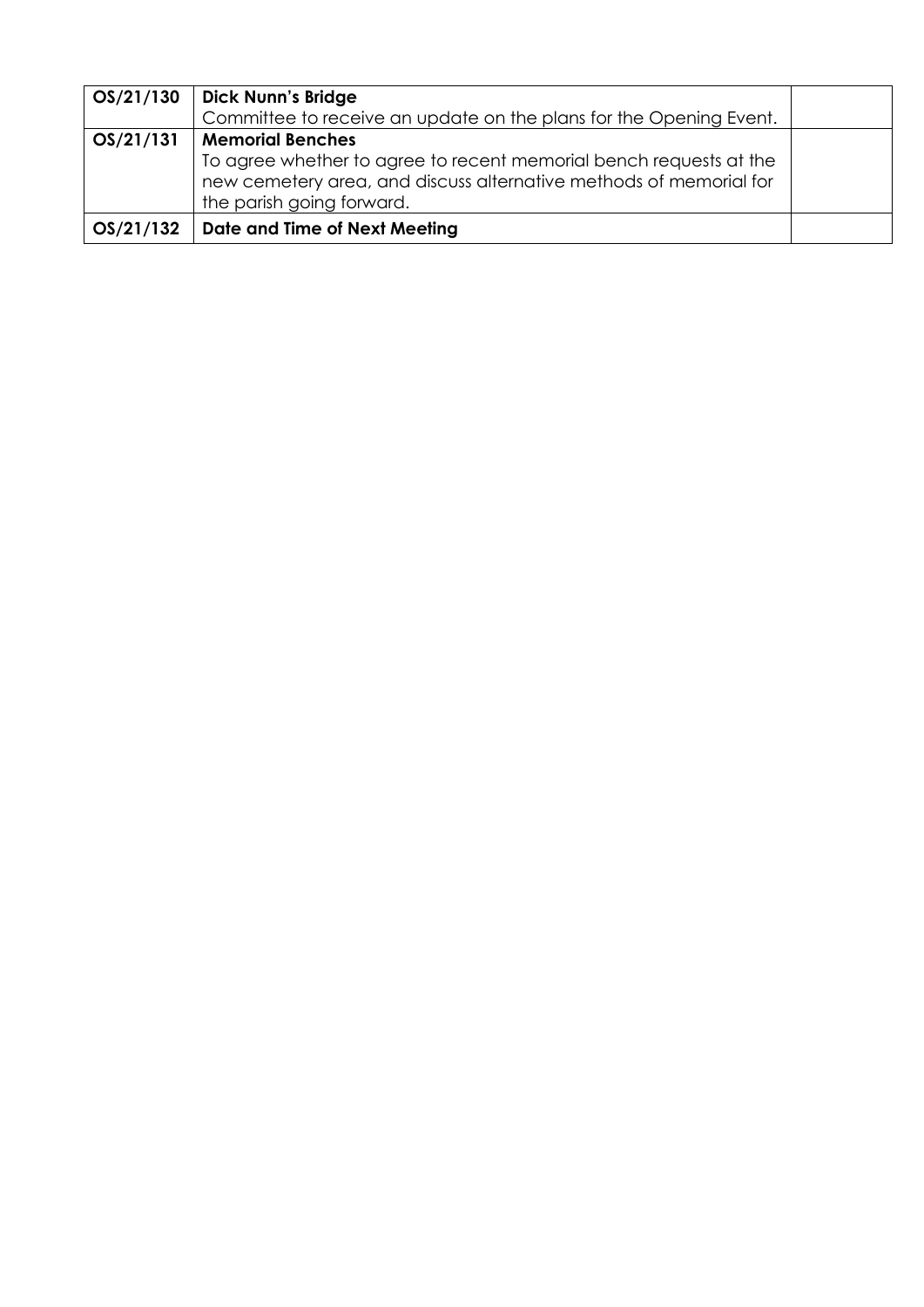| | | |
|---|---|---|
| **OS/21/130** | **Dick Nunn's Bridge**<br>Committee to receive an update on the plans for the Opening Event. | |
| **OS/21/131** | **Memorial Benches**<br>To agree whether to agree to recent memorial bench requests at the new cemetery area, and discuss alternative methods of memorial for the parish going forward. | |
| **OS/21/132** | **Date and Time of Next Meeting** | |